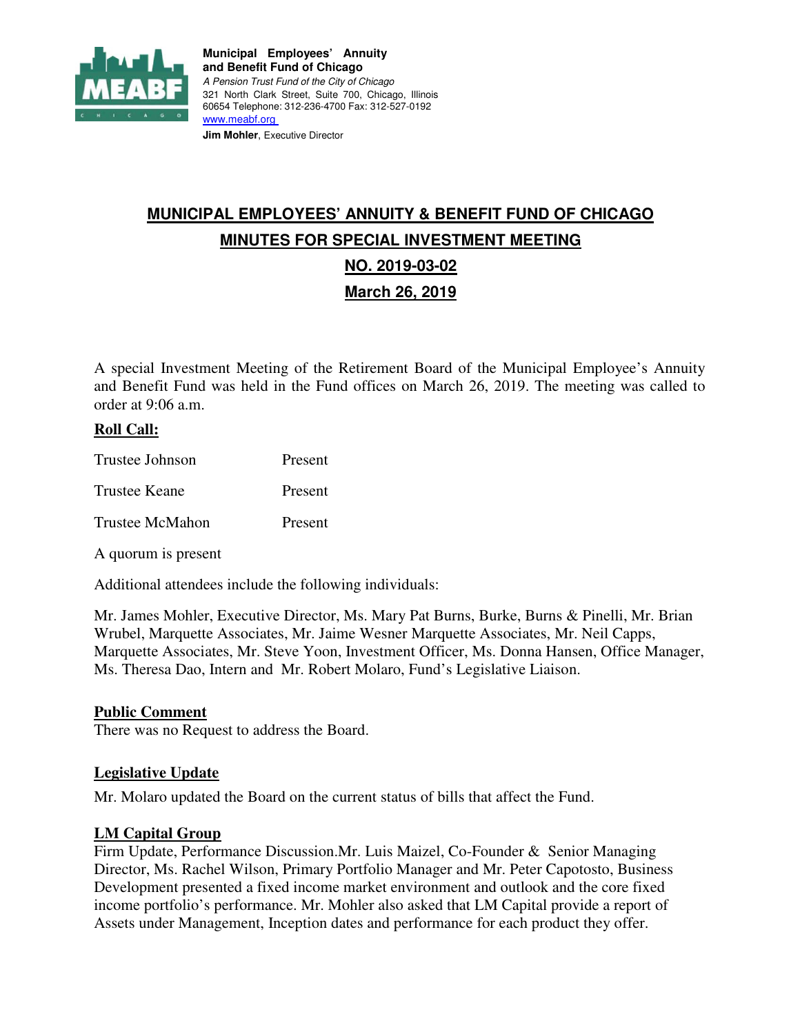**Municipal Employees' Annuity and Benefit Fund of Chicago**
*A Pension Trust Fund of the City of Chicago*
321 North Clark Street, Suite 700, Chicago, Illinois 60654 Telephone: 312-236-4700 Fax: 312-527-0192
www.meabf.org
**Jim Mohler**, Executive Director

# MUNICIPAL EMPLOYEES' ANNUITY & BENEFIT FUND OF CHICAGO

## MINUTES FOR SPECIAL INVESTMENT MEETING

## NO. 2019-03-02

## March 26, 2019

A special Investment Meeting of the Retirement Board of the Municipal Employee's Annuity and Benefit Fund was held in the Fund offices on March 26, 2019. The meeting was called to order at 9:06 a.m.

**Roll Call:**

Trustee Johnson Present

Trustee Keane Present

Trustee McMahon Present

A quorum is present

Additional attendees include the following individuals:

Mr. James Mohler, Executive Director, Ms. Mary Pat Burns, Burke, Burns & Pinelli, Mr. Brian Wrubel, Marquette Associates, Mr. Jaime Wesner Marquette Associates, Mr. Neil Capps, Marquette Associates, Mr. Steve Yoon, Investment Officer, Ms. Donna Hansen, Office Manager, Ms. Theresa Dao, Intern and Mr. Robert Molaro, Fund's Legislative Liaison.

**Public Comment**

There was no Request to address the Board.

**Legislative Update**

Mr. Molaro updated the Board on the current status of bills that affect the Fund.

**LM Capital Group**

Firm Update, Performance Discussion.Mr. Luis Maizel, Co-Founder & Senior Managing Director, Ms. Rachel Wilson, Primary Portfolio Manager and Mr. Peter Capotosto, Business Development presented a fixed income market environment and outlook and the core fixed income portfolio's performance. Mr. Mohler also asked that LM Capital provide a report of Assets under Management, Inception dates and performance for each product they offer.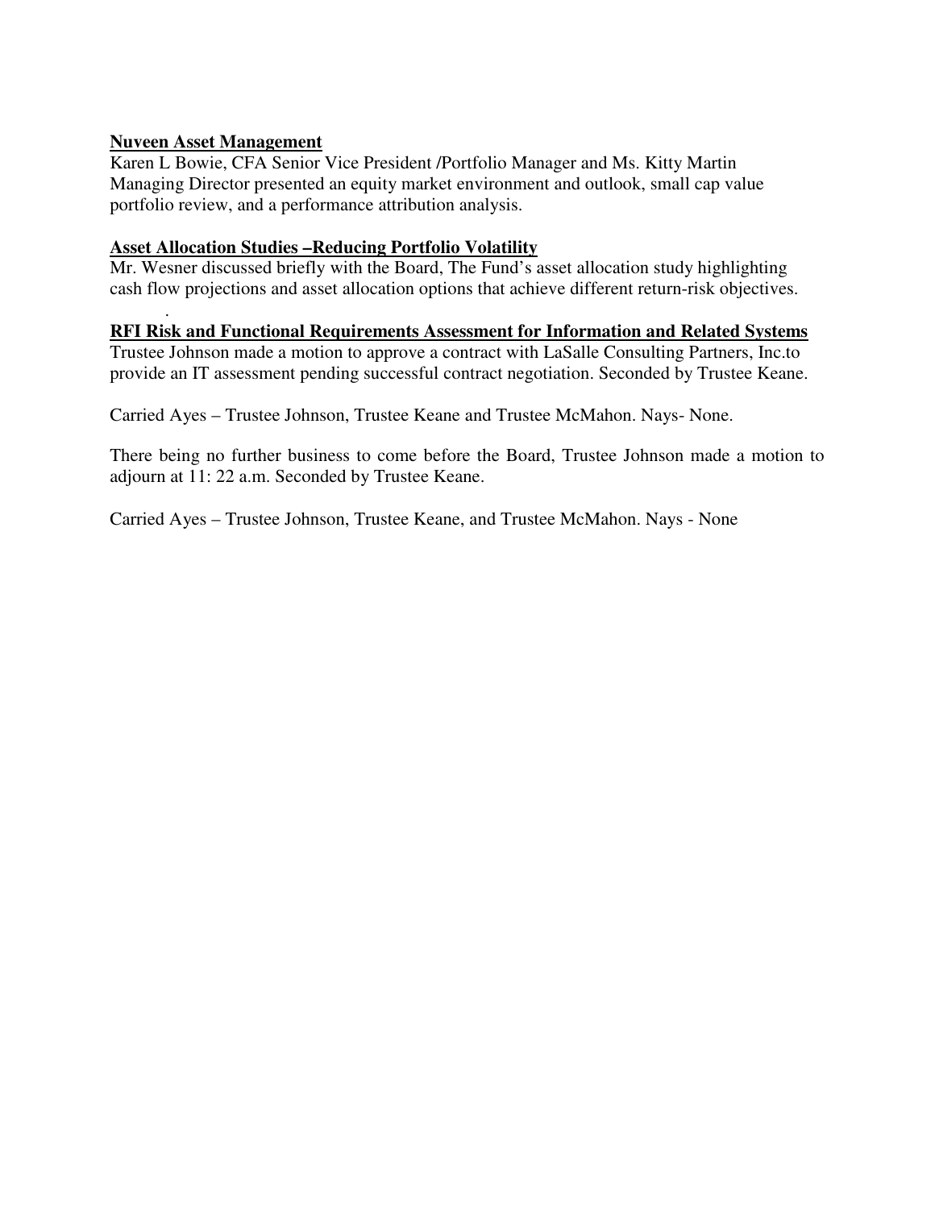**Nuveen Asset Management**

Karen L Bowie, CFA Senior Vice President /Portfolio Manager and Ms. Kitty Martin Managing Director presented an equity market environment and outlook, small cap value portfolio review, and a performance attribution analysis.

**Asset Allocation Studies –Reducing Portfolio Volatility**

Mr. Wesner discussed briefly with the Board, The Fund's asset allocation study highlighting cash flow projections and asset allocation options that achieve different return-risk objectives.

.

**RFI Risk and Functional Requirements Assessment for Information and Related Systems**

Trustee Johnson made a motion to approve a contract with LaSalle Consulting Partners, Inc.to provide an IT assessment pending successful contract negotiation. Seconded by Trustee Keane.

Carried Ayes – Trustee Johnson, Trustee Keane and Trustee McMahon. Nays- None.

There being no further business to come before the Board, Trustee Johnson made a motion to adjourn at 11: 22 a.m. Seconded by Trustee Keane.

Carried Ayes – Trustee Johnson, Trustee Keane, and Trustee McMahon. Nays - None